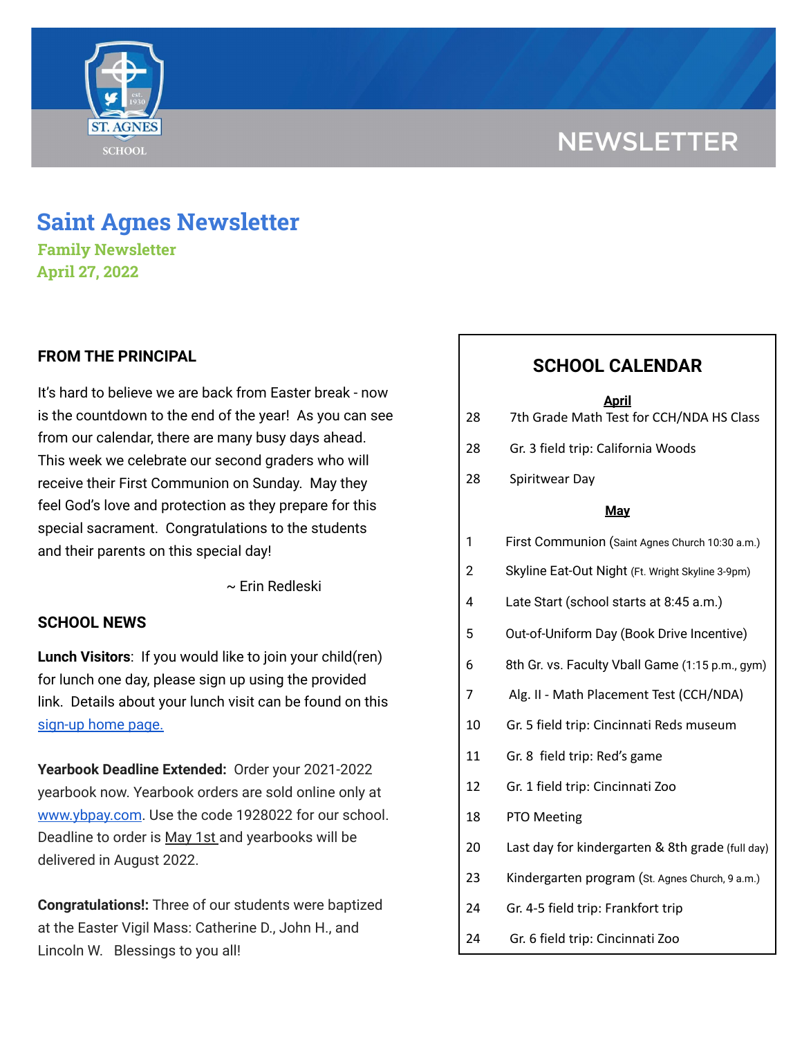NEWSLETTER

# Saint Agnes Newsletter

**Family Newsletter**
**April 27, 2022**

## FROM THE PRINCIPAL

It's hard to believe we are back from Easter break - now is the countdown to the end of the year! As you can see from our calendar, there are many busy days ahead. This week we celebrate our second graders who will receive their First Communion on Sunday. May they feel God's love and protection as they prepare for this special sacrament. Congratulations to the students and their parents on this special day!

~ Erin Redleski

## SCHOOL NEWS

**Lunch Visitors**: If you would like to join your child(ren) for lunch one day, please sign up using the provided link. Details about your lunch visit can be found on this sign-up home page.

**Yearbook Deadline Extended:** Order your 2021-2022 yearbook now. Yearbook orders are sold online only at www.ybpay.com. Use the code 1928022 for our school. Deadline to order is May 1st and yearbooks will be delivered in August 2022.

**Congratulations!:** Three of our students were baptized at the Easter Vigil Mass: Catherine D., John H., and Lincoln W. Blessings to you all!

## SCHOOL CALENDAR

**April**

| | |
|---|---|
| 28 | 7th Grade Math Test for CCH/NDA HS Class |
| 28 | Gr. 3 field trip: California Woods |
| 28 | Spiritwear Day |

**May**

| | |
|---|---|
| 1 | First Communion (Saint Agnes Church 10:30 a.m.) |
| 2 | Skyline Eat-Out Night (Ft. Wright Skyline 3-9pm) |
| 4 | Late Start (school starts at 8:45 a.m.) |
| 5 | Out-of-Uniform Day (Book Drive Incentive) |
| 6 | 8th Gr. vs. Faculty Vball Game (1:15 p.m., gym) |
| 7 | Alg. II - Math Placement Test (CCH/NDA) |
| 10 | Gr. 5 field trip: Cincinnati Reds museum |
| 11 | Gr. 8 field trip: Red's game |
| 12 | Gr. 1 field trip: Cincinnati Zoo |
| 18 | PTO Meeting |
| 20 | Last day for kindergarten & 8th grade (full day) |
| 23 | Kindergarten program (St. Agnes Church, 9 a.m.) |
| 24 | Gr. 4-5 field trip: Frankfort trip |
| 24 | Gr. 6 field trip: Cincinnati Zoo |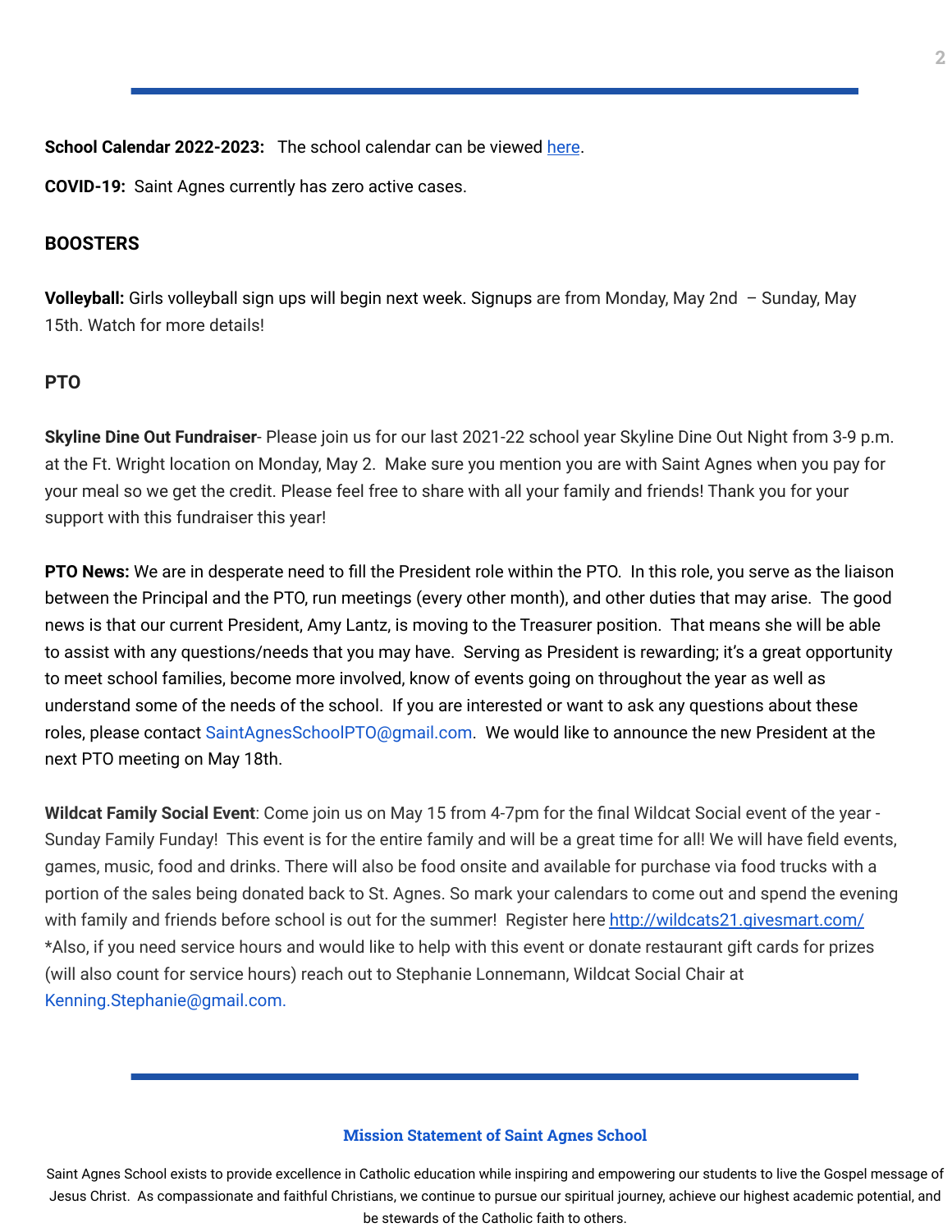---

**School Calendar 2022-2023:** The school calendar can be viewed [here](#).

**COVID-19:** Saint Agnes currently has zero active cases.

## BOOSTERS

**Volleyball:** Girls volleyball sign ups will begin next week. Signups are from Monday, May 2nd – Sunday, May 15th. Watch for more details!

## PTO

**Skyline Dine Out Fundraiser**- Please join us for our last 2021-22 school year Skyline Dine Out Night from 3-9 p.m. at the Ft. Wright location on Monday, May 2. Make sure you mention you are with Saint Agnes when you pay for your meal so we get the credit. Please feel free to share with all your family and friends! Thank you for your support with this fundraiser this year!

**PTO News:** We are in desperate need to fill the President role within the PTO. In this role, you serve as the liaison between the Principal and the PTO, run meetings (every other month), and other duties that may arise. The good news is that our current President, Amy Lantz, is moving to the Treasurer position. That means she will be able to assist with any questions/needs that you may have. Serving as President is rewarding; it's a great opportunity to meet school families, become more involved, know of events going on throughout the year as well as understand some of the needs of the school. If you are interested or want to ask any questions about these roles, please contact SaintAgnesSchoolPTO@gmail.com. We would like to announce the new President at the next PTO meeting on May 18th.

**Wildcat Family Social Event**: Come join us on May 15 from 4-7pm for the final Wildcat Social event of the year - Sunday Family Funday! This event is for the entire family and will be a great time for all! We will have field events, games, music, food and drinks. There will also be food onsite and available for purchase via food trucks with a portion of the sales being donated back to St. Agnes. So mark your calendars to come out and spend the evening with family and friends before school is out for the summer! Register here http://wildcats21.givesmart.com/ *Also, if you need service hours and would like to help with this event or donate restaurant gift cards for prizes (will also count for service hours) reach out to Stephanie Lonnemann, Wildcat Social Chair at Kenning.Stephanie@gmail.com.

---

### Mission Statement of Saint Agnes School

Saint Agnes School exists to provide excellence in Catholic education while inspiring and empowering our students to live the Gospel message of Jesus Christ. As compassionate and faithful Christians, we continue to pursue our spiritual journey, achieve our highest academic potential, and be stewards of the Catholic faith to others.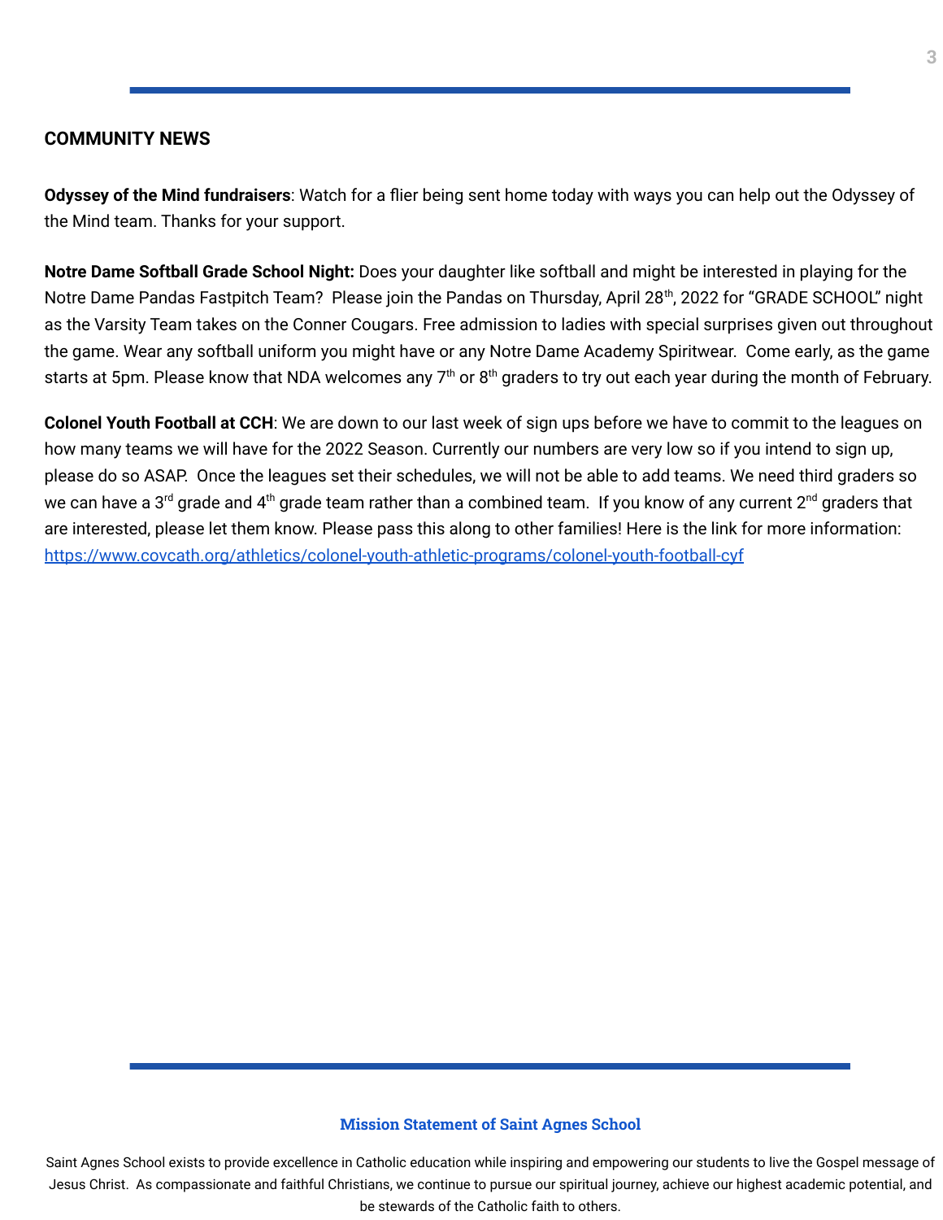## COMMUNITY NEWS

**Odyssey of the Mind fundraisers**: Watch for a flier being sent home today with ways you can help out the Odyssey of the Mind team. Thanks for your support.

**Notre Dame Softball Grade School Night:** Does your daughter like softball and might be interested in playing for the Notre Dame Pandas Fastpitch Team? Please join the Pandas on Thursday, April 28th, 2022 for "GRADE SCHOOL" night as the Varsity Team takes on the Conner Cougars. Free admission to ladies with special surprises given out throughout the game. Wear any softball uniform you might have or any Notre Dame Academy Spiritwear. Come early, as the game starts at 5pm. Please know that NDA welcomes any 7th or 8th graders to try out each year during the month of February.

**Colonel Youth Football at CCH**: We are down to our last week of sign ups before we have to commit to the leagues on how many teams we will have for the 2022 Season. Currently our numbers are very low so if you intend to sign up, please do so ASAP. Once the leagues set their schedules, we will not be able to add teams. We need third graders so we can have a 3rd grade and 4th grade team rather than a combined team. If you know of any current 2nd graders that are interested, please let them know. Please pass this along to other families! Here is the link for more information: [https://www.covcath.org/athletics/colonel-youth-athletic-programs/colonel-youth-football-cyf](https://www.covcath.org/athletics/colonel-youth-athletic-programs/colonel-youth-football-cyf)

**Mission Statement of Saint Agnes School**

Saint Agnes School exists to provide excellence in Catholic education while inspiring and empowering our students to live the Gospel message of Jesus Christ. As compassionate and faithful Christians, we continue to pursue our spiritual journey, achieve our highest academic potential, and be stewards of the Catholic faith to others.